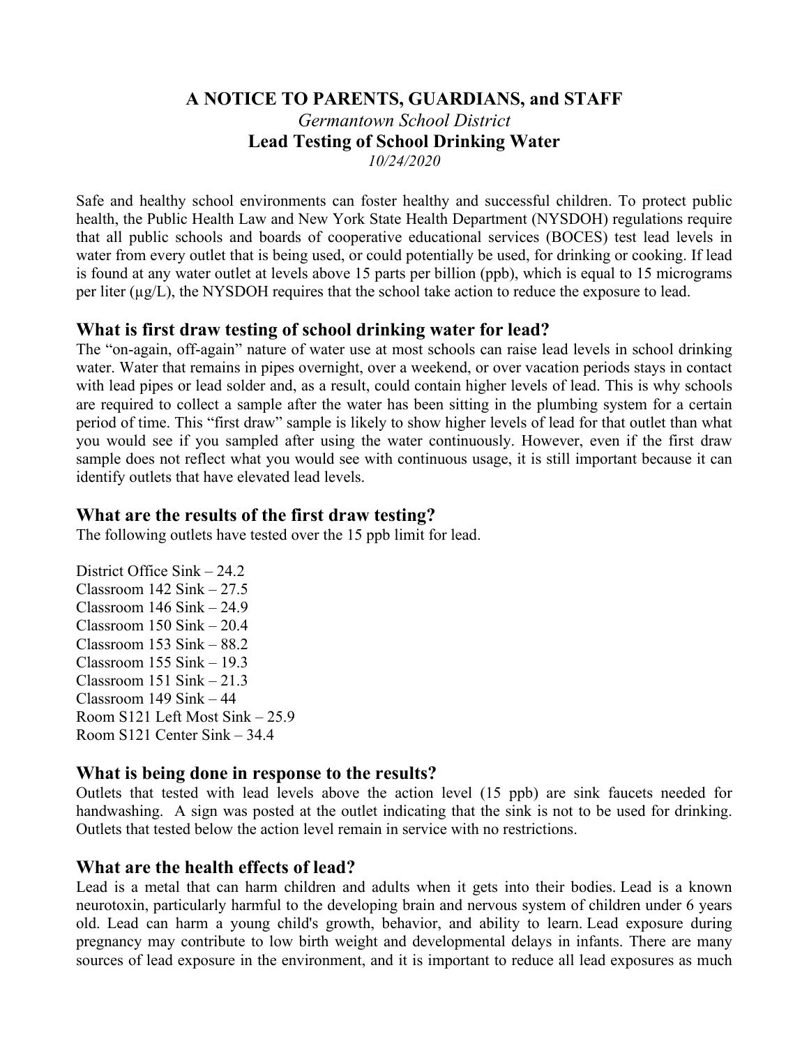**A NOTICE TO PARENTS, GUARDIANS, and STAFF**

*Germantown School District*

**Lead Testing of School Drinking Water**

*10/24/2020*

Safe and healthy school environments can foster healthy and successful children. To protect public health, the Public Health Law and New York State Health Department (NYSDOH) regulations require that all public schools and boards of cooperative educational services (BOCES) test lead levels in water from every outlet that is being used, or could potentially be used, for drinking or cooking. If lead is found at any water outlet at levels above 15 parts per billion (ppb), which is equal to 15 micrograms per liter (µg/L), the NYSDOH requires that the school take action to reduce the exposure to lead.

## What is first draw testing of school drinking water for lead?

The "on-again, off-again" nature of water use at most schools can raise lead levels in school drinking water. Water that remains in pipes overnight, over a weekend, or over vacation periods stays in contact with lead pipes or lead solder and, as a result, could contain higher levels of lead. This is why schools are required to collect a sample after the water has been sitting in the plumbing system for a certain period of time. This "first draw" sample is likely to show higher levels of lead for that outlet than what you would see if you sampled after using the water continuously. However, even if the first draw sample does not reflect what you would see with continuous usage, it is still important because it can identify outlets that have elevated lead levels.

## What are the results of the first draw testing?

The following outlets have tested over the 15 ppb limit for lead.

District Office Sink – 24.2
Classroom 142 Sink – 27.5
Classroom 146 Sink – 24.9
Classroom 150 Sink – 20.4
Classroom 153 Sink – 88.2
Classroom 155 Sink – 19.3
Classroom 151 Sink – 21.3
Classroom 149 Sink – 44
Room S121 Left Most Sink – 25.9
Room S121 Center Sink – 34.4

## What is being done in response to the results?

Outlets that tested with lead levels above the action level (15 ppb) are sink faucets needed for handwashing. A sign was posted at the outlet indicating that the sink is not to be used for drinking. Outlets that tested below the action level remain in service with no restrictions.

## What are the health effects of lead?

Lead is a metal that can harm children and adults when it gets into their bodies. Lead is a known neurotoxin, particularly harmful to the developing brain and nervous system of children under 6 years old. Lead can harm a young child's growth, behavior, and ability to learn. Lead exposure during pregnancy may contribute to low birth weight and developmental delays in infants. There are many sources of lead exposure in the environment, and it is important to reduce all lead exposures as much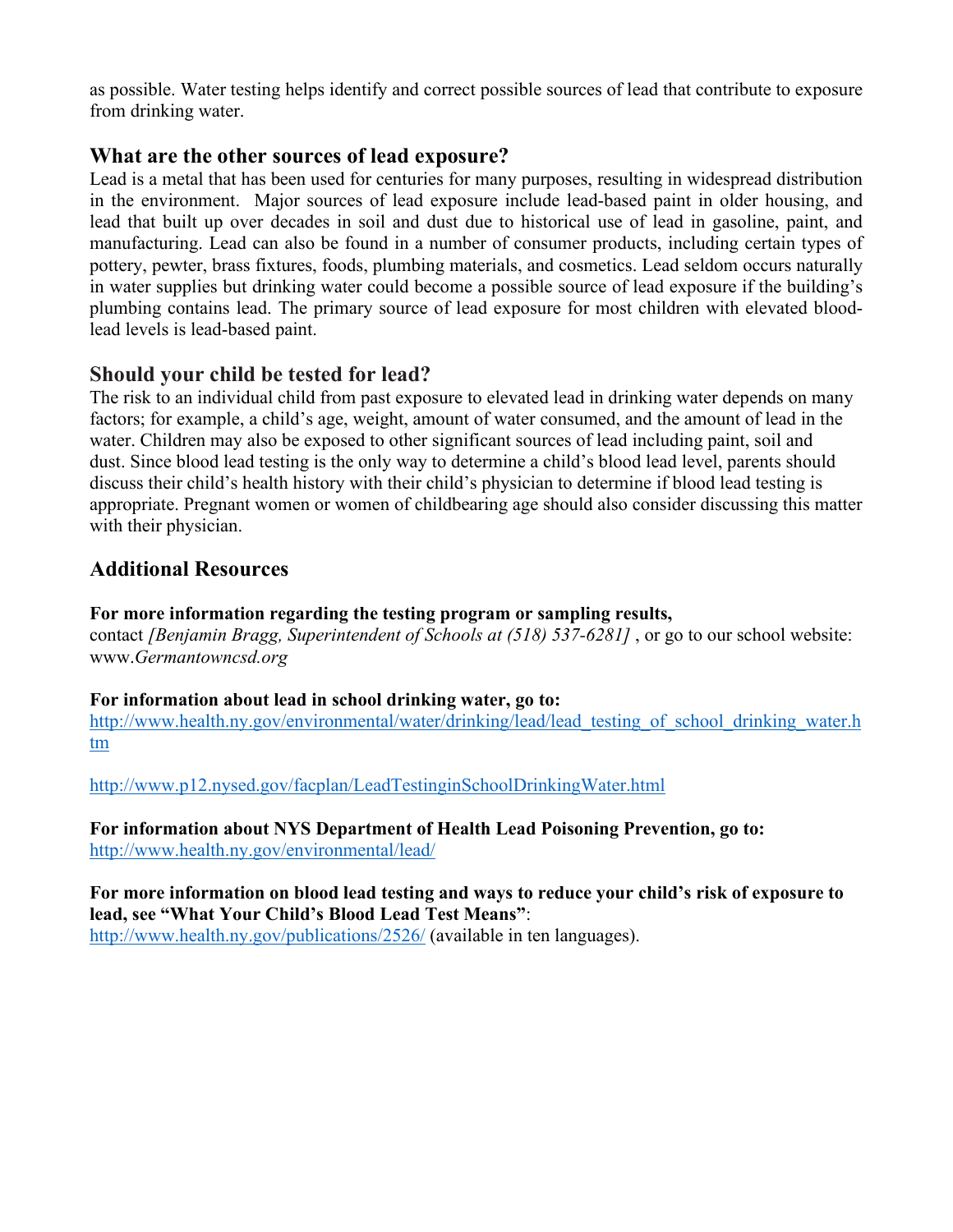as possible. Water testing helps identify and correct possible sources of lead that contribute to exposure from drinking water.

## What are the other sources of lead exposure?

Lead is a metal that has been used for centuries for many purposes, resulting in widespread distribution in the environment. Major sources of lead exposure include lead-based paint in older housing, and lead that built up over decades in soil and dust due to historical use of lead in gasoline, paint, and manufacturing. Lead can also be found in a number of consumer products, including certain types of pottery, pewter, brass fixtures, foods, plumbing materials, and cosmetics. Lead seldom occurs naturally in water supplies but drinking water could become a possible source of lead exposure if the building's plumbing contains lead. The primary source of lead exposure for most children with elevated blood-lead levels is lead-based paint.

## Should your child be tested for lead?

The risk to an individual child from past exposure to elevated lead in drinking water depends on many factors; for example, a child's age, weight, amount of water consumed, and the amount of lead in the water. Children may also be exposed to other significant sources of lead including paint, soil and dust. Since blood lead testing is the only way to determine a child's blood lead level, parents should discuss their child's health history with their child's physician to determine if blood lead testing is appropriate. Pregnant women or women of childbearing age should also consider discussing this matter with their physician.

## Additional Resources

**For more information regarding the testing program or sampling results,**
contact *[Benjamin Bragg, Superintendent of Schools at (518) 537-6281]* , or go to our school website: www.*Germantowncsd.org*

**For information about lead in school drinking water, go to:**
http://www.health.ny.gov/environmental/water/drinking/lead/lead_testing_of_school_drinking_water.htm

http://www.p12.nysed.gov/facplan/LeadTestinginSchoolDrinkingWater.html

**For information about NYS Department of Health Lead Poisoning Prevention, go to:**
http://www.health.ny.gov/environmental/lead/

**For more information on blood lead testing and ways to reduce your child's risk of exposure to lead, see "What Your Child's Blood Lead Test Means"**:
http://www.health.ny.gov/publications/2526/ (available in ten languages).